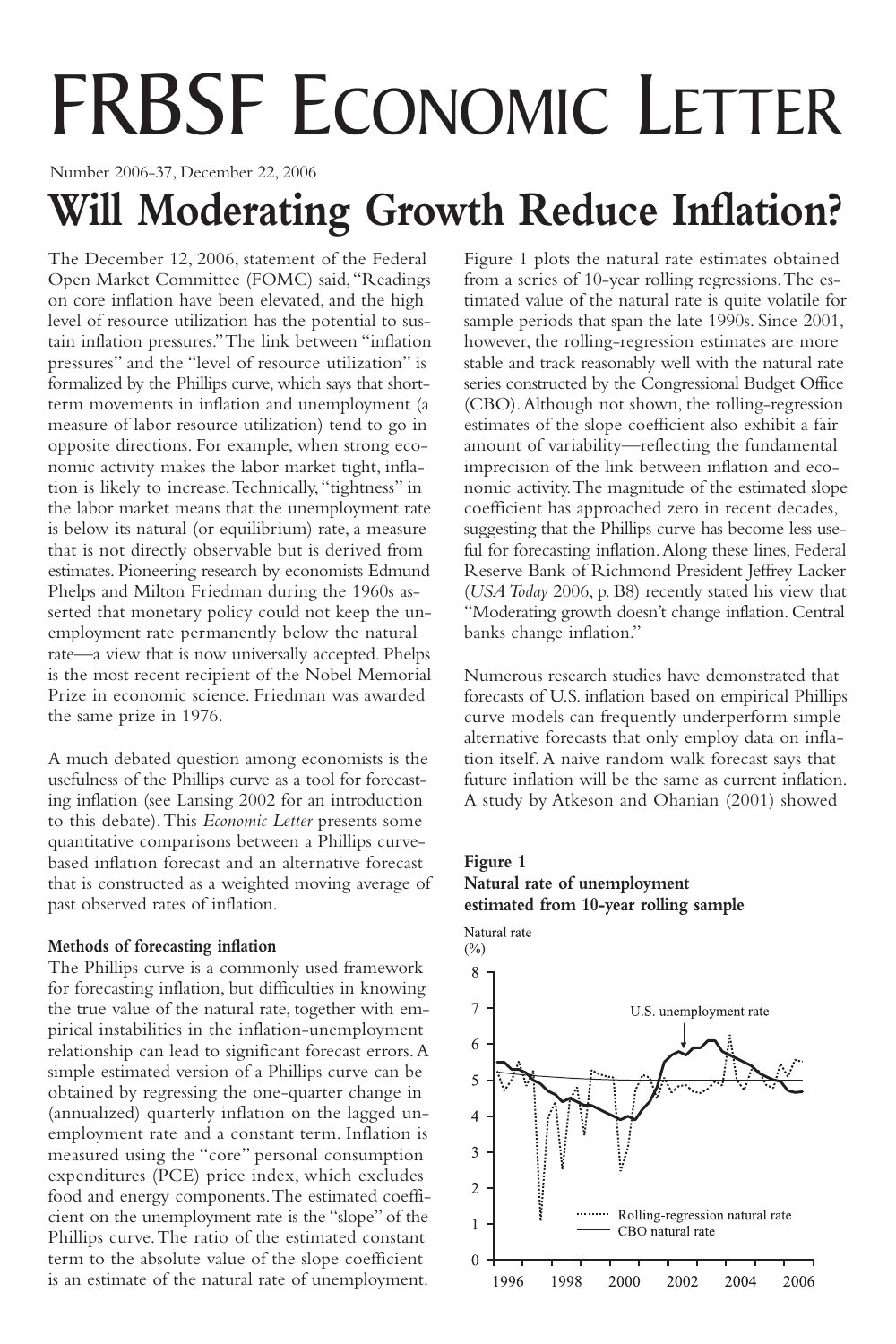# FRBSF Economic Letter

Number 2006-37, December 22, 2006

## Will Moderating Growth Reduce Inflation?

The December 12, 2006, statement of the Federal Open Market Committee (FOMC) said, "Readings on core inflation have been elevated, and the high level of resource utilization has the potential to sustain inflation pressures." The link between "inflation pressures" and the "level of resource utilization" is formalized by the Phillips curve, which says that short-term movements in inflation and unemployment (a measure of labor resource utilization) tend to go in opposite directions. For example, when strong economic activity makes the labor market tight, inflation is likely to increase. Technically, "tightness" in the labor market means that the unemployment rate is below its natural (or equilibrium) rate, a measure that is not directly observable but is derived from estimates. Pioneering research by economists Edmund Phelps and Milton Friedman during the 1960s asserted that monetary policy could not keep the unemployment rate permanently below the natural rate—a view that is now universally accepted. Phelps is the most recent recipient of the Nobel Memorial Prize in economic science. Friedman was awarded the same prize in 1976.

A much debated question among economists is the usefulness of the Phillips curve as a tool for forecasting inflation (see Lansing 2002 for an introduction to this debate). This *Economic Letter* presents some quantitative comparisons between a Phillips curve-based inflation forecast and an alternative forecast that is constructed as a weighted moving average of past observed rates of inflation.

#### Methods of forecasting inflation

The Phillips curve is a commonly used framework for forecasting inflation, but difficulties in knowing the true value of the natural rate, together with empirical instabilities in the inflation-unemployment relationship can lead to significant forecast errors. A simple estimated version of a Phillips curve can be obtained by regressing the one-quarter change in (annualized) quarterly inflation on the lagged unemployment rate and a constant term. Inflation is measured using the "core" personal consumption expenditures (PCE) price index, which excludes food and energy components. The estimated coefficient on the unemployment rate is the "slope" of the Phillips curve. The ratio of the estimated constant term to the absolute value of the slope coefficient is an estimate of the natural rate of unemployment.

Figure 1 plots the natural rate estimates obtained from a series of 10-year rolling regressions. The estimated value of the natural rate is quite volatile for sample periods that span the late 1990s. Since 2001, however, the rolling-regression estimates are more stable and track reasonably well with the natural rate series constructed by the Congressional Budget Office (CBO). Although not shown, the rolling-regression estimates of the slope coefficient also exhibit a fair amount of variability—reflecting the fundamental imprecision of the link between inflation and economic activity. The magnitude of the estimated slope coefficient has approached zero in recent decades, suggesting that the Phillips curve has become less useful for forecasting inflation. Along these lines, Federal Reserve Bank of Richmond President Jeffrey Lacker (*USA Today* 2006, p. B8) recently stated his view that "Moderating growth doesn't change inflation. Central banks change inflation."

Numerous research studies have demonstrated that forecasts of U.S. inflation based on empirical Phillips curve models can frequently underperform simple alternative forecasts that only employ data on inflation itself. A naive random walk forecast says that future inflation will be the same as current inflation. A study by Atkeson and Ohanian (2001) showed

**Figure 1**
**Natural rate of unemployment estimated from 10-year rolling sample**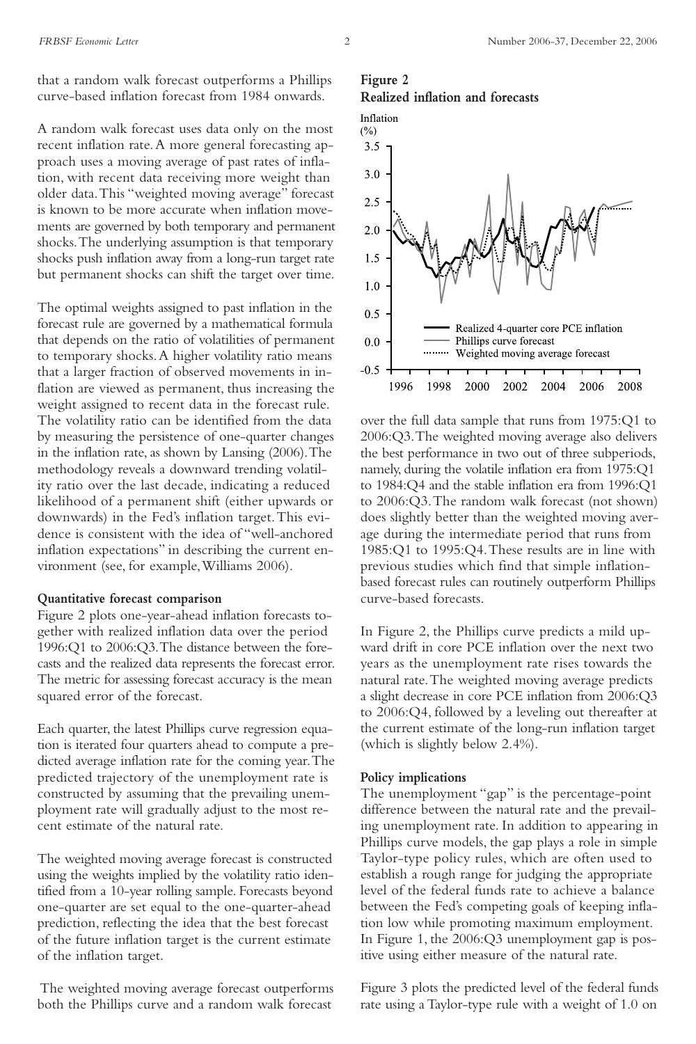that a random walk forecast outperforms a Phillips curve-based inflation forecast from 1984 onwards.

A random walk forecast uses data only on the most recent inflation rate. A more general forecasting approach uses a moving average of past rates of inflation, with recent data receiving more weight than older data. This "weighted moving average" forecast is known to be more accurate when inflation movements are governed by both temporary and permanent shocks. The underlying assumption is that temporary shocks push inflation away from a long-run target rate but permanent shocks can shift the target over time.

The optimal weights assigned to past inflation in the forecast rule are governed by a mathematical formula that depends on the ratio of volatilities of permanent to temporary shocks. A higher volatility ratio means that a larger fraction of observed movements in inflation are viewed as permanent, thus increasing the weight assigned to recent data in the forecast rule. The volatility ratio can be identified from the data by measuring the persistence of one-quarter changes in the inflation rate, as shown by Lansing (2006). The methodology reveals a downward trending volatility ratio over the last decade, indicating a reduced likelihood of a permanent shift (either upwards or downwards) in the Fed's inflation target. This evidence is consistent with the idea of "well-anchored inflation expectations" in describing the current environment (see, for example, Williams 2006).

**Quantitative forecast comparison**

Figure 2 plots one-year-ahead inflation forecasts together with realized inflation data over the period 1996:Q1 to 2006:Q3. The distance between the forecasts and the realized data represents the forecast error. The metric for assessing forecast accuracy is the mean squared error of the forecast.

Each quarter, the latest Phillips curve regression equation is iterated four quarters ahead to compute a predicted average inflation rate for the coming year. The predicted trajectory of the unemployment rate is constructed by assuming that the prevailing unemployment rate will gradually adjust to the most recent estimate of the natural rate.

The weighted moving average forecast is constructed using the weights implied by the volatility ratio identified from a 10-year rolling sample. Forecasts beyond one-quarter are set equal to the one-quarter-ahead prediction, reflecting the idea that the best forecast of the future inflation target is the current estimate of the inflation target.

The weighted moving average forecast outperforms both the Phillips curve and a random walk forecast over the full data sample that runs from 1975:Q1 to 2006:Q3. The weighted moving average also delivers the best performance in two out of three subperiods, namely, during the volatile inflation era from 1975:Q1 to 1984:Q4 and the stable inflation era from 1996:Q1 to 2006:Q3. The random walk forecast (not shown) does slightly better than the weighted moving average during the intermediate period that runs from 1985:Q1 to 1995:Q4. These results are in line with previous studies which find that simple inflation-based forecast rules can routinely outperform Phillips curve-based forecasts.

**Figure 2**
**Realized inflation and forecasts**

In Figure 2, the Phillips curve predicts a mild upward drift in core PCE inflation over the next two years as the unemployment rate rises towards the natural rate. The weighted moving average predicts a slight decrease in core PCE inflation from 2006:Q3 to 2006:Q4, followed by a leveling out thereafter at the current estimate of the long-run inflation target (which is slightly below 2.4%).

**Policy implications**

The unemployment "gap" is the percentage-point difference between the natural rate and the prevailing unemployment rate. In addition to appearing in Phillips curve models, the gap plays a role in simple Taylor-type policy rules, which are often used to establish a rough range for judging the appropriate level of the federal funds rate to achieve a balance between the Fed's competing goals of keeping inflation low while promoting maximum employment. In Figure 1, the 2006:Q3 unemployment gap is positive using either measure of the natural rate.

Figure 3 plots the predicted level of the federal funds rate using a Taylor-type rule with a weight of 1.0 on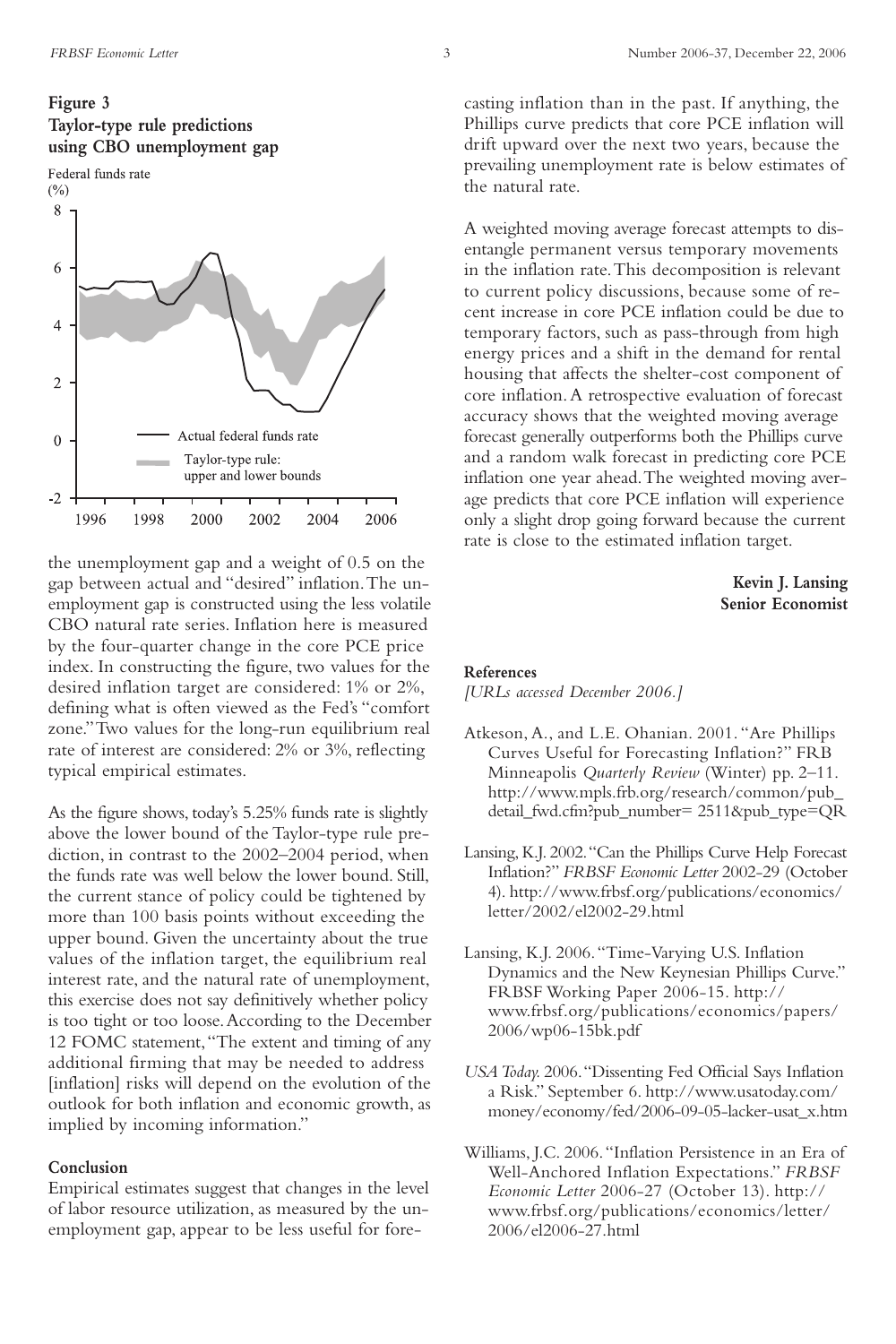**Figure 3**
**Taylor-type rule predictions using CBO unemployment gap**

the unemployment gap and a weight of 0.5 on the gap between actual and "desired" inflation. The unemployment gap is constructed using the less volatile CBO natural rate series. Inflation here is measured by the four-quarter change in the core PCE price index. In constructing the figure, two values for the desired inflation target are considered: 1% or 2%, defining what is often viewed as the Fed's "comfort zone." Two values for the long-run equilibrium real rate of interest are considered: 2% or 3%, reflecting typical empirical estimates.

As the figure shows, today's 5.25% funds rate is slightly above the lower bound of the Taylor-type rule prediction, in contrast to the 2002–2004 period, when the funds rate was well below the lower bound. Still, the current stance of policy could be tightened by more than 100 basis points without exceeding the upper bound. Given the uncertainty about the true values of the inflation target, the equilibrium real interest rate, and the natural rate of unemployment, this exercise does not say definitively whether policy is too tight or too loose. According to the December 12 FOMC statement, "The extent and timing of any additional firming that may be needed to address [inflation] risks will depend on the evolution of the outlook for both inflation and economic growth, as implied by incoming information."

**Conclusion**

Empirical estimates suggest that changes in the level of labor resource utilization, as measured by the unemployment gap, appear to be less useful for forecasting inflation than in the past. If anything, the Phillips curve predicts that core PCE inflation will drift upward over the next two years, because the prevailing unemployment rate is below estimates of the natural rate.

A weighted moving average forecast attempts to disentangle permanent versus temporary movements in the inflation rate. This decomposition is relevant to current policy discussions, because some of recent increase in core PCE inflation could be due to temporary factors, such as pass-through from high energy prices and a shift in the demand for rental housing that affects the shelter-cost component of core inflation. A retrospective evaluation of forecast accuracy shows that the weighted moving average forecast generally outperforms both the Phillips curve and a random walk forecast in predicting core PCE inflation one year ahead. The weighted moving average predicts that core PCE inflation will experience only a slight drop going forward because the current rate is close to the estimated inflation target.

**Kevin J. Lansing**
**Senior Economist**

**References**

*[URLs accessed December 2006.]*

Atkeson, A., and L.E. Ohanian. 2001. "Are Phillips Curves Useful for Forecasting Inflation?" FRB Minneapolis *Quarterly Review* (Winter) pp. 2–11. http://www.mpls.frb.org/research/common/pub_detail_fwd.cfm?pub_number= 2511&pub_type=QR

Lansing, K.J. 2002. "Can the Phillips Curve Help Forecast Inflation?" *FRBSF Economic Letter* 2002-29 (October 4). http://www.frbsf.org/publications/economics/letter/2002/el2002-29.html

Lansing, K.J. 2006. "Time-Varying U.S. Inflation Dynamics and the New Keynesian Phillips Curve." FRBSF Working Paper 2006-15. http://www.frbsf.org/publications/economics/papers/2006/wp06-15bk.pdf

*USA Today.* 2006. "Dissenting Fed Official Says Inflation a Risk." September 6. http://www.usatoday.com/money/economy/fed/2006-09-05-lacker-usat_x.htm

Williams, J.C. 2006. "Inflation Persistence in an Era of Well-Anchored Inflation Expectations." *FRBSF Economic Letter* 2006-27 (October 13). http://www.frbsf.org/publications/economics/letter/2006/el2006-27.html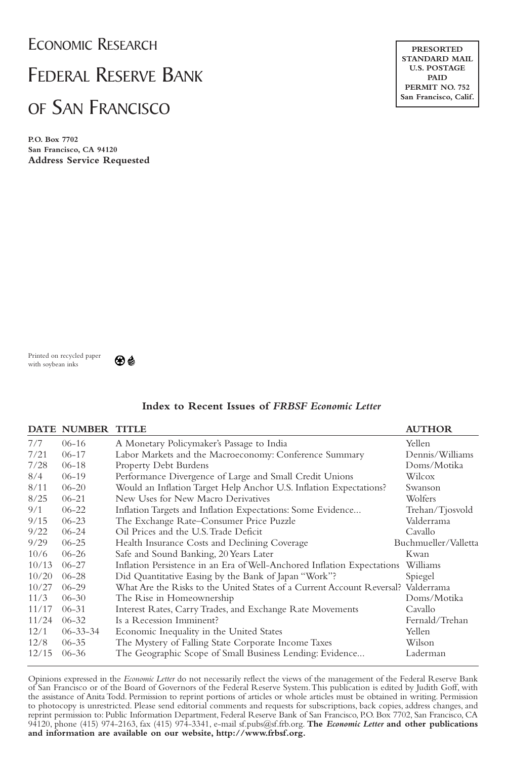# Economic Research

# Federal Reserve Bank

# of San Francisco

**P.O. Box 7702**
**San Francisco, CA 94120**
**Address Service Requested**

**PRESORTED**
**STANDARD MAIL**
**U.S. POSTAGE**
**PAID**
**PERMIT NO. 752**
**San Francisco, Calif.**

Printed on recycled paper with soybean inks

### Index to Recent Issues of *FRBSF Economic Letter*

| DATE | NUMBER | TITLE | AUTHOR |
|---|---|---|---|
| 7/7 | 06-16 | A Monetary Policymaker's Passage to India | Yellen |
| 7/21 | 06-17 | Labor Markets and the Macroeconomy: Conference Summary | Dennis/Williams |
| 7/28 | 06-18 | Property Debt Burdens | Doms/Motika |
| 8/4 | 06-19 | Performance Divergence of Large and Small Credit Unions | Wilcox |
| 8/11 | 06-20 | Would an Inflation Target Help Anchor U.S. Inflation Expectations? | Swanson |
| 8/25 | 06-21 | New Uses for New Macro Derivatives | Wolfers |
| 9/1 | 06-22 | Inflation Targets and Inflation Expectations: Some Evidence... | Trehan/Tjosvold |
| 9/15 | 06-23 | The Exchange Rate–Consumer Price Puzzle | Valderrama |
| 9/22 | 06-24 | Oil Prices and the U.S. Trade Deficit | Cavallo |
| 9/29 | 06-25 | Health Insurance Costs and Declining Coverage | Buchmueller/Valletta |
| 10/6 | 06-26 | Safe and Sound Banking, 20 Years Later | Kwan |
| 10/13 | 06-27 | Inflation Persistence in an Era of Well-Anchored Inflation Expectations | Williams |
| 10/20 | 06-28 | Did Quantitative Easing by the Bank of Japan "Work"? | Spiegel |
| 10/27 | 06-29 | What Are the Risks to the United States of a Current Account Reversal? | Valderrama |
| 11/3 | 06-30 | The Rise in Homeownership | Doms/Motika |
| 11/17 | 06-31 | Interest Rates, Carry Trades, and Exchange Rate Movements | Cavallo |
| 11/24 | 06-32 | Is a Recession Imminent? | Fernald/Trehan |
| 12/1 | 06-33-34 | Economic Inequality in the United States | Yellen |
| 12/8 | 06-35 | The Mystery of Falling State Corporate Income Taxes | Wilson |
| 12/15 | 06-36 | The Geographic Scope of Small Business Lending: Evidence... | Laderman |

Opinions expressed in the *Economic Letter* do not necessarily reflect the views of the management of the Federal Reserve Bank of San Francisco or of the Board of Governors of the Federal Reserve System. This publication is edited by Judith Goff, with the assistance of Anita Todd. Permission to reprint portions of articles or whole articles must be obtained in writing. Permission to photocopy is unrestricted. Please send editorial comments and requests for subscriptions, back copies, address changes, and reprint permission to: Public Information Department, Federal Reserve Bank of San Francisco, P.O. Box 7702, San Francisco, CA 94120, phone (415) 974-2163, fax (415) 974-3341, e-mail sf.pubs@sf.frb.org. **The *Economic Letter* and other publications and information are available on our website, http://www.frbsf.org.**